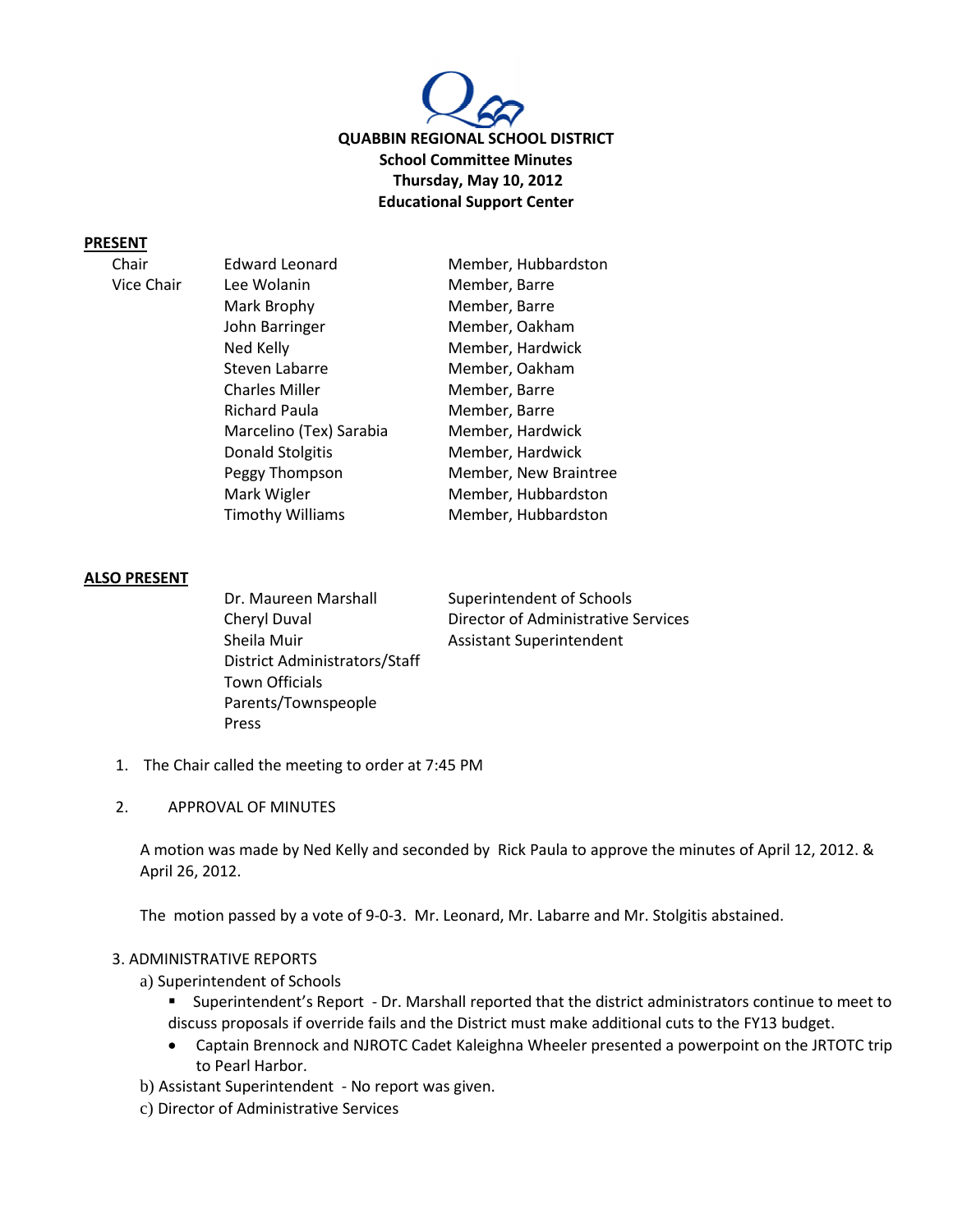**QUABBIN REGIONAL SCHOOL DISTRICT**
**School Committee Minutes**
**Thursday, May 10, 2012**
**Educational Support Center**

**PRESENT**

| | | |
|---|---|---|
| Chair | Edward Leonard | Member, Hubbardston |
| Vice Chair | Lee Wolanin | Member, Barre |
| | Mark Brophy | Member, Barre |
| | John Barringer | Member, Oakham |
| | Ned Kelly | Member, Hardwick |
| | Steven Labarre | Member, Oakham |
| | Charles Miller | Member, Barre |
| | Richard Paula | Member, Barre |
| | Marcelino (Tex) Sarabia | Member, Hardwick |
| | Donald Stolgitis | Member, Hardwick |
| | Peggy Thompson | Member, New Braintree |
| | Mark Wigler | Member, Hubbardston |
| | Timothy Williams | Member, Hubbardston |

**ALSO PRESENT**

| | |
|---|---|
| Dr. Maureen Marshall | Superintendent of Schools |
| Cheryl Duval | Director of Administrative Services |
| Sheila Muir | Assistant Superintendent |
| District Administrators/Staff | |
| Town Officials | |
| Parents/Townspeople | |
| Press | |

1. The Chair called the meeting to order at 7:45 PM

2. APPROVAL OF MINUTES

   A motion was made by Ned Kelly and seconded by Rick Paula to approve the minutes of April 12, 2012. & April 26, 2012.

   The motion passed by a vote of 9-0-3. Mr. Leonard, Mr. Labarre and Mr. Stolgitis abstained.

3. ADMINISTRATIVE REPORTS

   a) Superintendent of Schools

   - Superintendent's Report - Dr. Marshall reported that the district administrators continue to meet to discuss proposals if override fails and the District must make additional cuts to the FY13 budget.
   - Captain Brennock and NJROTC Cadet Kaleighna Wheeler presented a powerpoint on the JRTOTC trip to Pearl Harbor.

   b) Assistant Superintendent - No report was given.

   c) Director of Administrative Services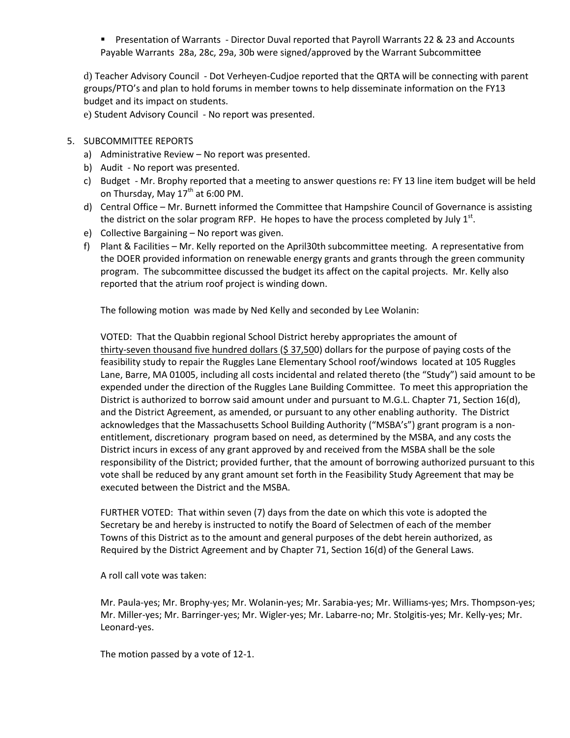- Presentation of Warrants - Director Duval reported that Payroll Warrants 22 & 23 and Accounts Payable Warrants 28a, 28c, 29a, 30b were signed/approved by the Warrant Subcommittee

d) Teacher Advisory Council - Dot Verheyen-Cudjoe reported that the QRTA will be connecting with parent groups/PTO's and plan to hold forums in member towns to help disseminate information on the FY13 budget and its impact on students.

e) Student Advisory Council - No report was presented.

5. SUBCOMMITTEE REPORTS
   a) Administrative Review – No report was presented.
   b) Audit - No report was presented.
   c) Budget - Mr. Brophy reported that a meeting to answer questions re: FY 13 line item budget will be held on Thursday, May 17th at 6:00 PM.
   d) Central Office – Mr. Burnett informed the Committee that Hampshire Council of Governance is assisting the district on the solar program RFP. He hopes to have the process completed by July 1st.
   e) Collective Bargaining – No report was given.
   f) Plant & Facilities – Mr. Kelly reported on the April30th subcommittee meeting. A representative from the DOER provided information on renewable energy grants and grants through the green community program. The subcommittee discussed the budget its affect on the capital projects. Mr. Kelly also reported that the atrium roof project is winding down.

   The following motion was made by Ned Kelly and seconded by Lee Wolanin:

   VOTED: That the Quabbin regional School District hereby appropriates the amount of thirty-seven thousand five hundred dollars ($ 37,500) dollars for the purpose of paying costs of the feasibility study to repair the Ruggles Lane Elementary School roof/windows located at 105 Ruggles Lane, Barre, MA 01005, including all costs incidental and related thereto (the "Study") said amount to be expended under the direction of the Ruggles Lane Building Committee. To meet this appropriation the District is authorized to borrow said amount under and pursuant to M.G.L. Chapter 71, Section 16(d), and the District Agreement, as amended, or pursuant to any other enabling authority. The District acknowledges that the Massachusetts School Building Authority ("MSBA's") grant program is a non-entitlement, discretionary program based on need, as determined by the MSBA, and any costs the District incurs in excess of any grant approved by and received from the MSBA shall be the sole responsibility of the District; provided further, that the amount of borrowing authorized pursuant to this vote shall be reduced by any grant amount set forth in the Feasibility Study Agreement that may be executed between the District and the MSBA.

   FURTHER VOTED: That within seven (7) days from the date on which this vote is adopted the Secretary be and hereby is instructed to notify the Board of Selectmen of each of the member Towns of this District as to the amount and general purposes of the debt herein authorized, as Required by the District Agreement and by Chapter 71, Section 16(d) of the General Laws.

   A roll call vote was taken:

   Mr. Paula-yes; Mr. Brophy-yes; Mr. Wolanin-yes; Mr. Sarabia-yes; Mr. Williams-yes; Mrs. Thompson-yes; Mr. Miller-yes; Mr. Barringer-yes; Mr. Wigler-yes; Mr. Labarre-no; Mr. Stolgitis-yes; Mr. Kelly-yes; Mr. Leonard-yes.

   The motion passed by a vote of 12-1.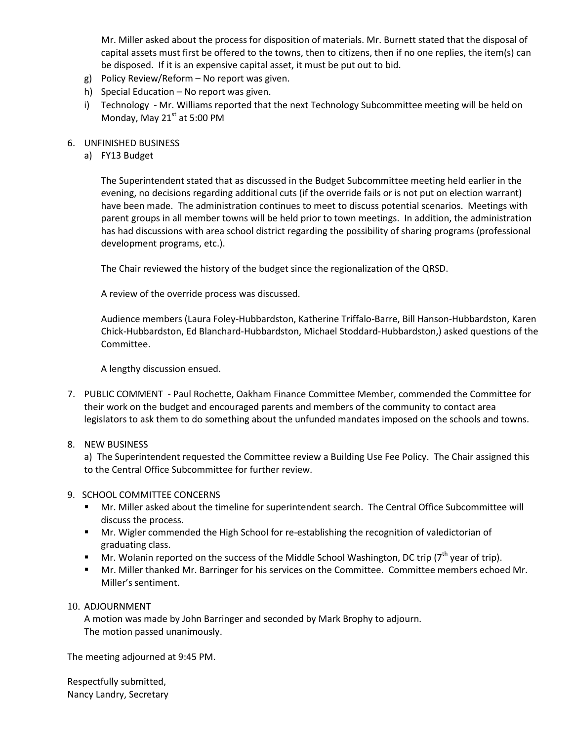Mr. Miller asked about the process for disposition of materials. Mr. Burnett stated that the disposal of capital assets must first be offered to the towns, then to citizens, then if no one replies, the item(s) can be disposed. If it is an expensive capital asset, it must be put out to bid.

g) Policy Review/Reform – No report was given.
h) Special Education – No report was given.
i) Technology - Mr. Williams reported that the next Technology Subcommittee meeting will be held on Monday, May 21st at 5:00 PM

6. UNFINISHED BUSINESS
   a) FY13 Budget

   The Superintendent stated that as discussed in the Budget Subcommittee meeting held earlier in the evening, no decisions regarding additional cuts (if the override fails or is not put on election warrant) have been made. The administration continues to meet to discuss potential scenarios. Meetings with parent groups in all member towns will be held prior to town meetings. In addition, the administration has had discussions with area school district regarding the possibility of sharing programs (professional development programs, etc.).

   The Chair reviewed the history of the budget since the regionalization of the QRSD.

   A review of the override process was discussed.

   Audience members (Laura Foley-Hubbardston, Katherine Triffalo-Barre, Bill Hanson-Hubbardston, Karen Chick-Hubbardston, Ed Blanchard-Hubbardston, Michael Stoddard-Hubbardston,) asked questions of the Committee.

   A lengthy discussion ensued.

7. PUBLIC COMMENT - Paul Rochette, Oakham Finance Committee Member, commended the Committee for their work on the budget and encouraged parents and members of the community to contact area legislators to ask them to do something about the unfunded mandates imposed on the schools and towns.

8. NEW BUSINESS
   a) The Superintendent requested the Committee review a Building Use Fee Policy. The Chair assigned this to the Central Office Subcommittee for further review.

9. SCHOOL COMMITTEE CONCERNS
   - Mr. Miller asked about the timeline for superintendent search. The Central Office Subcommittee will discuss the process.
   - Mr. Wigler commended the High School for re-establishing the recognition of valedictorian of graduating class.
   - Mr. Wolanin reported on the success of the Middle School Washington, DC trip (7th year of trip).
   - Mr. Miller thanked Mr. Barringer for his services on the Committee. Committee members echoed Mr. Miller's sentiment.

10. ADJOURNMENT
    A motion was made by John Barringer and seconded by Mark Brophy to adjourn.
    The motion passed unanimously.

The meeting adjourned at 9:45 PM.

Respectfully submitted,
Nancy Landry, Secretary